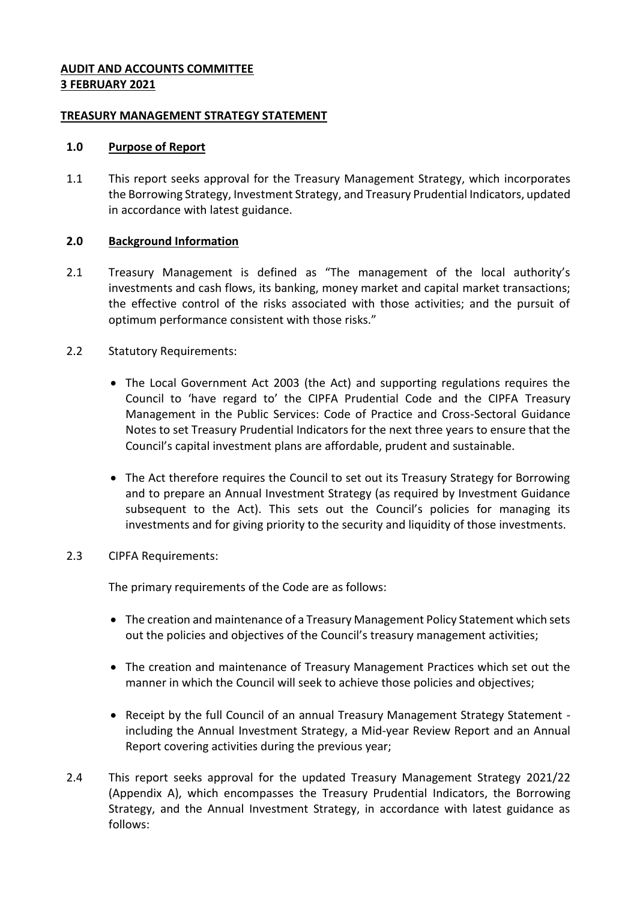**AUDIT AND ACCOUNTS COMMITTEE**
**3 FEBRUARY 2021**

**TREASURY MANAGEMENT STRATEGY STATEMENT**

## 1.0 Purpose of Report

1.1 This report seeks approval for the Treasury Management Strategy, which incorporates the Borrowing Strategy, Investment Strategy, and Treasury Prudential Indicators, updated in accordance with latest guidance.

## 2.0 Background Information

2.1 Treasury Management is defined as "The management of the local authority's investments and cash flows, its banking, money market and capital market transactions; the effective control of the risks associated with those activities; and the pursuit of optimum performance consistent with those risks."

2.2 Statutory Requirements:

- The Local Government Act 2003 (the Act) and supporting regulations requires the Council to 'have regard to' the CIPFA Prudential Code and the CIPFA Treasury Management in the Public Services: Code of Practice and Cross-Sectoral Guidance Notes to set Treasury Prudential Indicators for the next three years to ensure that the Council's capital investment plans are affordable, prudent and sustainable.

- The Act therefore requires the Council to set out its Treasury Strategy for Borrowing and to prepare an Annual Investment Strategy (as required by Investment Guidance subsequent to the Act). This sets out the Council's policies for managing its investments and for giving priority to the security and liquidity of those investments.

2.3 CIPFA Requirements:

The primary requirements of the Code are as follows:

- The creation and maintenance of a Treasury Management Policy Statement which sets out the policies and objectives of the Council's treasury management activities;

- The creation and maintenance of Treasury Management Practices which set out the manner in which the Council will seek to achieve those policies and objectives;

- Receipt by the full Council of an annual Treasury Management Strategy Statement - including the Annual Investment Strategy, a Mid-year Review Report and an Annual Report covering activities during the previous year;

2.4 This report seeks approval for the updated Treasury Management Strategy 2021/22 (Appendix A), which encompasses the Treasury Prudential Indicators, the Borrowing Strategy, and the Annual Investment Strategy, in accordance with latest guidance as follows: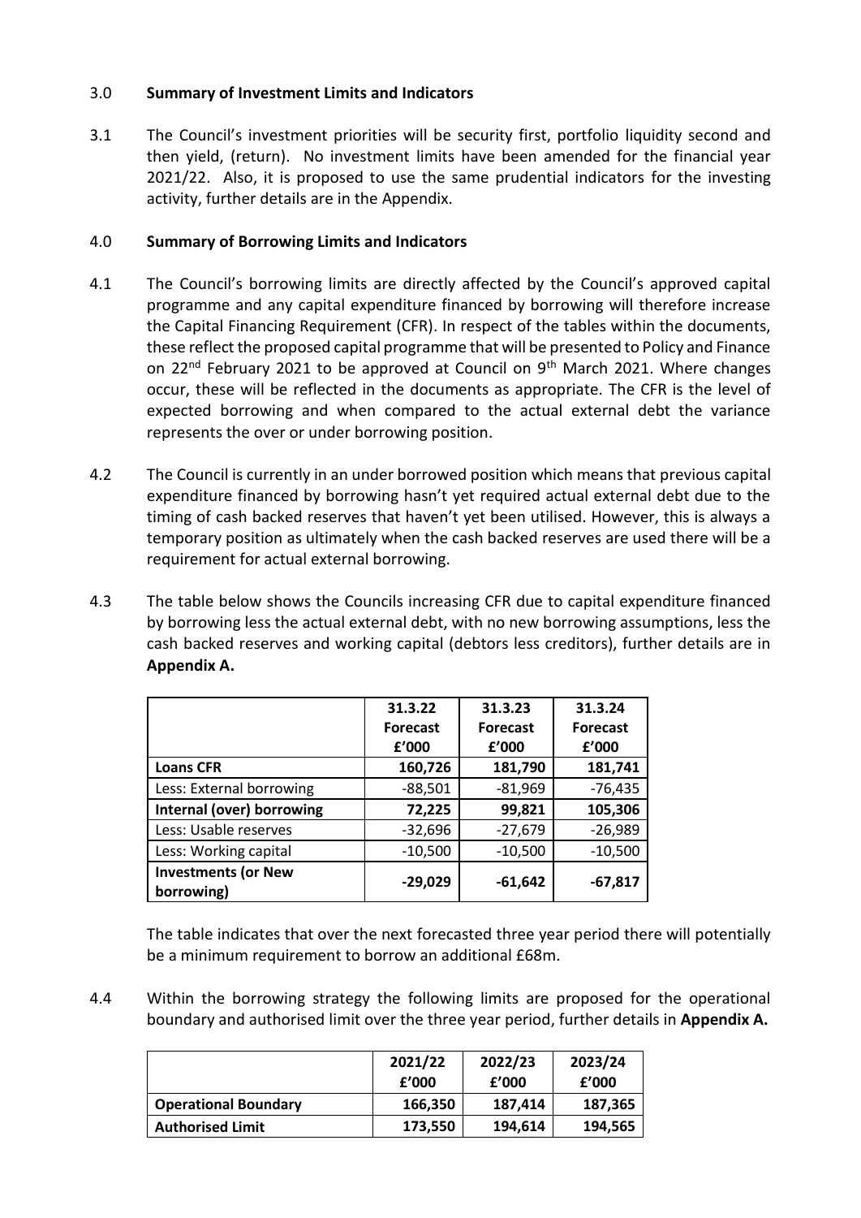## 3.0 **Summary of Investment Limits and Indicators**

3.1 The Council's investment priorities will be security first, portfolio liquidity second and then yield, (return). No investment limits have been amended for the financial year 2021/22. Also, it is proposed to use the same prudential indicators for the investing activity, further details are in the Appendix.

## 4.0 **Summary of Borrowing Limits and Indicators**

4.1 The Council's borrowing limits are directly affected by the Council's approved capital programme and any capital expenditure financed by borrowing will therefore increase the Capital Financing Requirement (CFR). In respect of the tables within the documents, these reflect the proposed capital programme that will be presented to Policy and Finance on 22nd February 2021 to be approved at Council on 9th March 2021. Where changes occur, these will be reflected in the documents as appropriate. The CFR is the level of expected borrowing and when compared to the actual external debt the variance represents the over or under borrowing position.

4.2 The Council is currently in an under borrowed position which means that previous capital expenditure financed by borrowing hasn't yet required actual external debt due to the timing of cash backed reserves that haven't yet been utilised. However, this is always a temporary position as ultimately when the cash backed reserves are used there will be a requirement for actual external borrowing.

4.3 The table below shows the Councils increasing CFR due to capital expenditure financed by borrowing less the actual external debt, with no new borrowing assumptions, less the cash backed reserves and working capital (debtors less creditors), further details are in **Appendix A.**

| | 31.3.22 Forecast £'000 | 31.3.23 Forecast £'000 | 31.3.24 Forecast £'000 |
|---|---|---|---|
| **Loans CFR** | **160,726** | **181,790** | **181,741** |
| Less: External borrowing | -88,501 | -81,969 | -76,435 |
| **Internal (over) borrowing** | **72,225** | **99,821** | **105,306** |
| Less: Usable reserves | -32,696 | -27,679 | -26,989 |
| Less: Working capital | -10,500 | -10,500 | -10,500 |
| **Investments (or New borrowing)** | **-29,029** | **-61,642** | **-67,817** |

The table indicates that over the next forecasted three year period there will potentially be a minimum requirement to borrow an additional £68m.

4.4 Within the borrowing strategy the following limits are proposed for the operational boundary and authorised limit over the three year period, further details in **Appendix A.**

| | 2021/22 £'000 | 2022/23 £'000 | 2023/24 £'000 |
|---|---|---|---|
| **Operational Boundary** | 166,350 | 187,414 | 187,365 |
| **Authorised Limit** | 173,550 | 194,614 | 194,565 |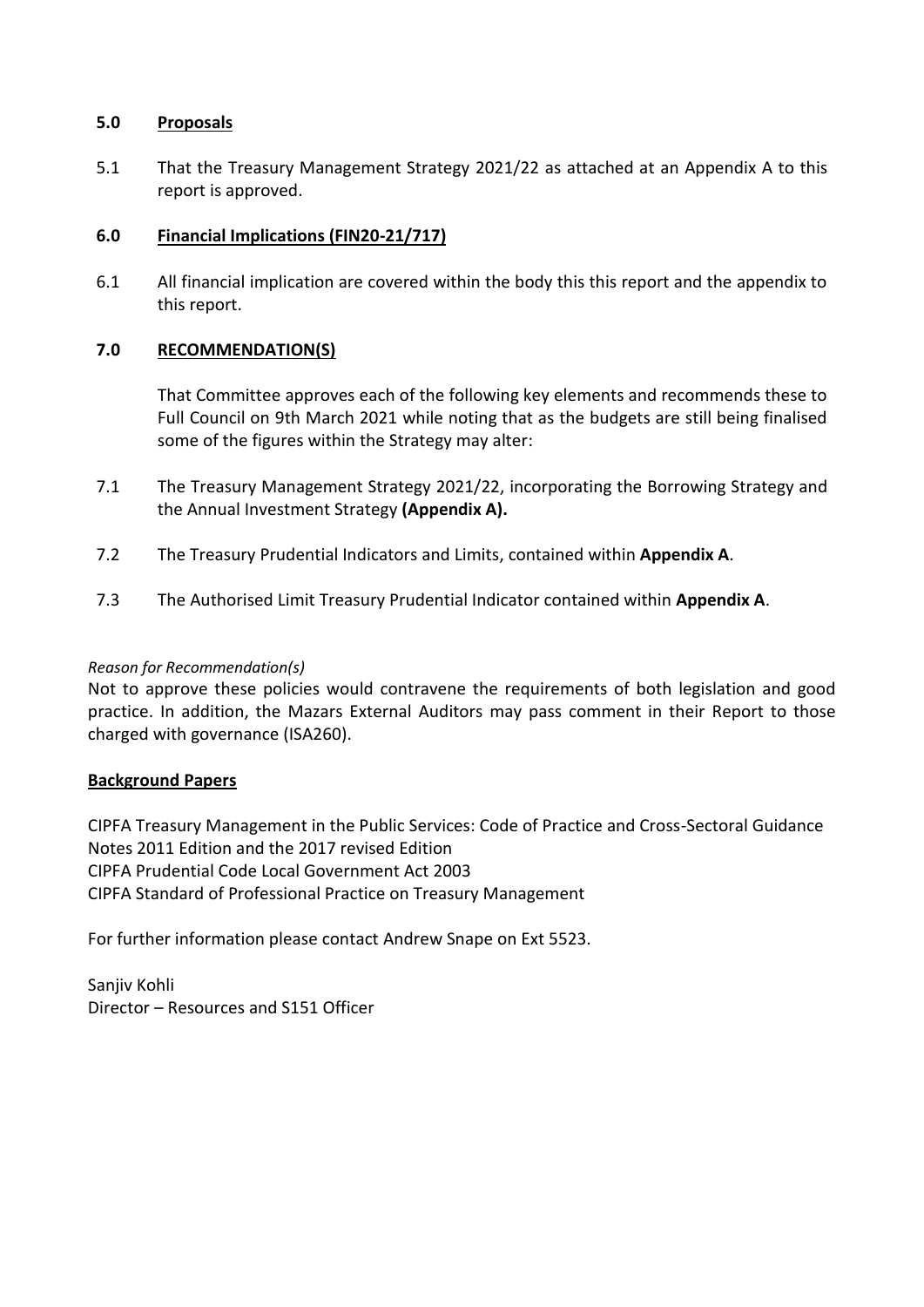## 5.0 Proposals

5.1 That the Treasury Management Strategy 2021/22 as attached at an Appendix A to this report is approved.

## 6.0 Financial Implications (FIN20-21/717)

6.1 All financial implication are covered within the body this this report and the appendix to this report.

## 7.0 RECOMMENDATION(S)

That Committee approves each of the following key elements and recommends these to Full Council on 9th March 2021 while noting that as the budgets are still being finalised some of the figures within the Strategy may alter:

7.1 The Treasury Management Strategy 2021/22, incorporating the Borrowing Strategy and the Annual Investment Strategy **(Appendix A).**

7.2 The Treasury Prudential Indicators and Limits, contained within **Appendix A**.

7.3 The Authorised Limit Treasury Prudential Indicator contained within **Appendix A**.

*Reason for Recommendation(s)*

Not to approve these policies would contravene the requirements of both legislation and good practice. In addition, the Mazars External Auditors may pass comment in their Report to those charged with governance (ISA260).

**Background Papers**

CIPFA Treasury Management in the Public Services: Code of Practice and Cross-Sectoral Guidance Notes 2011 Edition and the 2017 revised Edition
CIPFA Prudential Code Local Government Act 2003
CIPFA Standard of Professional Practice on Treasury Management

For further information please contact Andrew Snape on Ext 5523.

Sanjiv Kohli
Director – Resources and S151 Officer